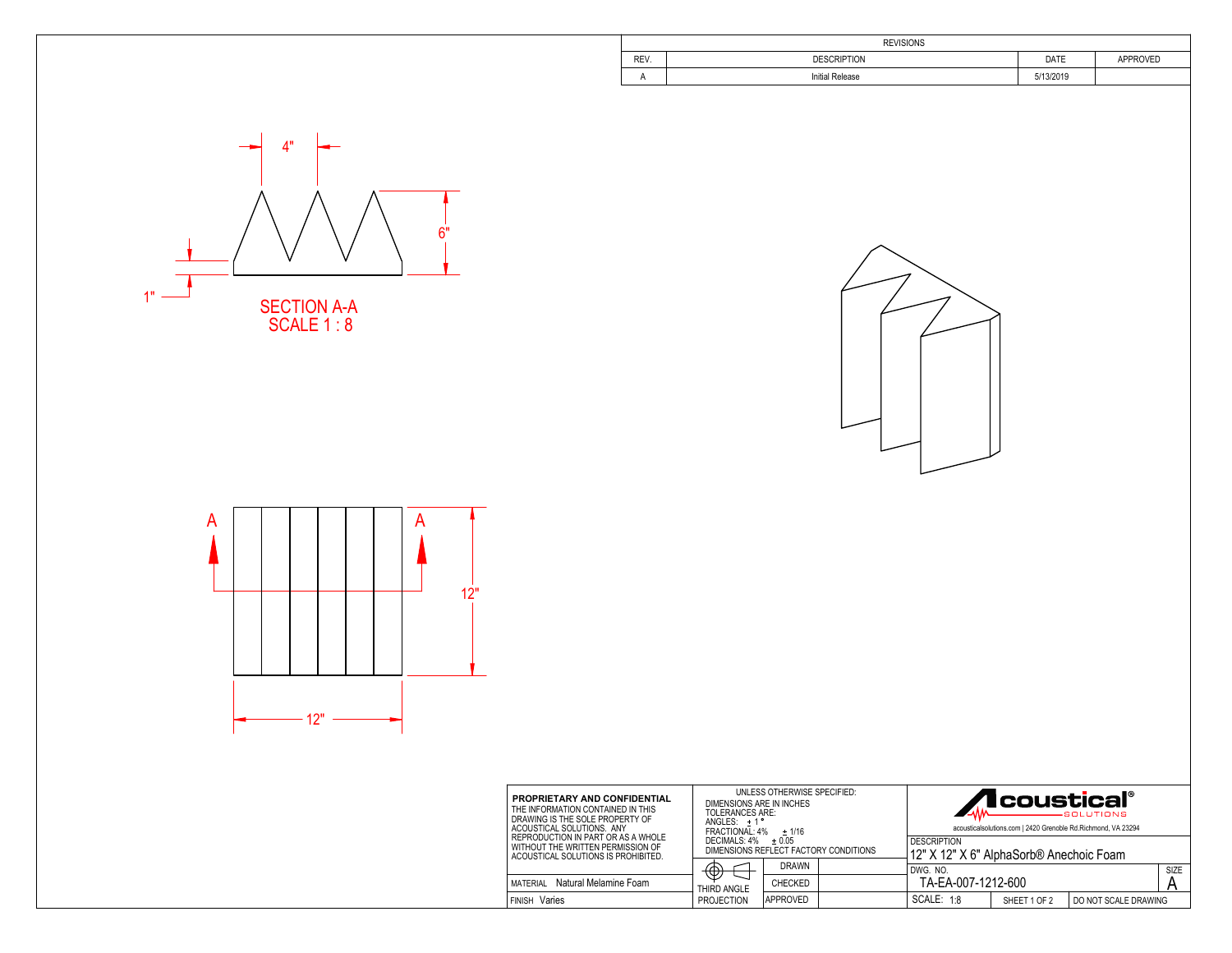| REVISIONS | | | |
|---|---|---|---|
| REV. | DESCRIPTION | DATE | APPROVED |
| A | Initial Release | 5/13/2019 | |

4"

6"

1"

SECTION A-A
SCALE 1 : 8

A

A

12"

12"

**PROPRIETARY AND CONFIDENTIAL**
THE INFORMATION CONTAINED IN THIS DRAWING IS THE SOLE PROPERTY OF ACOUSTICAL SOLUTIONS. ANY REPRODUCTION IN PART OR AS A WHOLE WITHOUT THE WRITTEN PERMISSION OF ACOUSTICAL SOLUTIONS IS PROHIBITED.

MATERIAL Natural Melamine Foam

FINISH Varies

UNLESS OTHERWISE SPECIFIED:
DIMENSIONS ARE IN INCHES
TOLERANCES ARE:
ANGLES: ± 1 °
FRACTIONAL: 4% ± 1/16
DECIMALS: 4% ± 0.05
DIMENSIONS REFLECT FACTORY CONDITIONS

THIRD ANGLE PROJECTION

| DRAWN | |
|---|---|
| CHECKED | |
| APPROVED | |

Acoustical SOLUTIONS®
acousticalsolutions.com | 2420 Grenoble Rd.Richmond, VA 23294

DESCRIPTION
12" X 12" X 6" AlphaSorb® Anechoic Foam

DWG. NO. TA-EA-007-1212-600

SIZE A

SCALE: 1:8 | SHEET 1 OF 2 | DO NOT SCALE DRAWING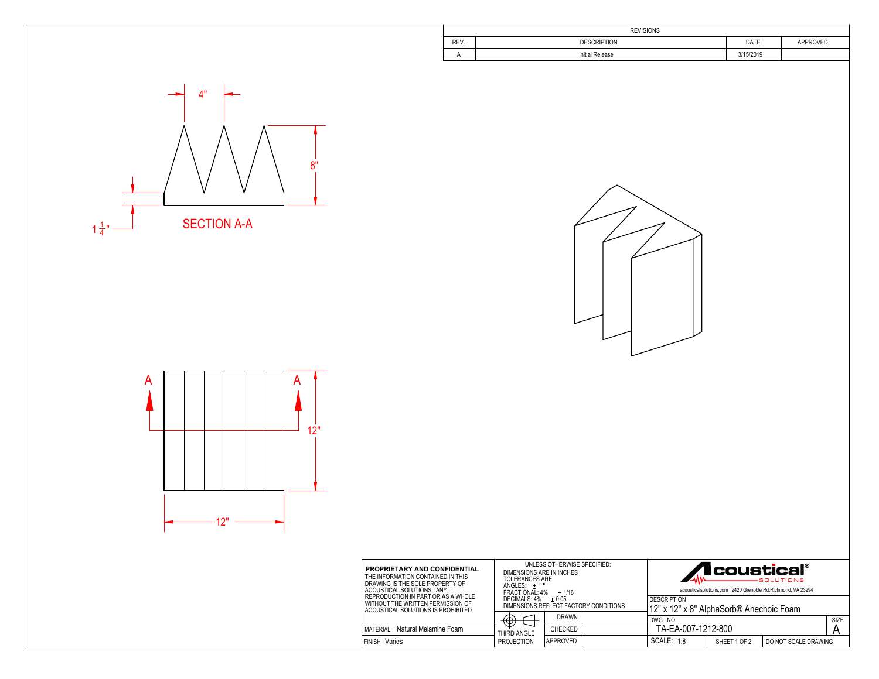| REVISIONS | | | |
|---|---|---|---|
| REV. | DESCRIPTION | DATE | APPROVED |
| A | Initial Release | 3/15/2019 | |

4"

8"

1 1/4"

SECTION A-A

A

A

12"

12"

**PROPRIETARY AND CONFIDENTIAL**
THE INFORMATION CONTAINED IN THIS DRAWING IS THE SOLE PROPERTY OF ACOUSTICAL SOLUTIONS. ANY REPRODUCTION IN PART OR AS A WHOLE WITHOUT THE WRITTEN PERMISSION OF ACOUSTICAL SOLUTIONS IS PROHIBITED.

UNLESS OTHERWISE SPECIFIED:
DIMENSIONS ARE IN INCHES
TOLERANCES ARE:
ANGLES: ± 1 °
FRACTIONAL: 4% ± 1/16
DECIMALS: 4% ± 0.05
DIMENSIONS REFLECT FACTORY CONDITIONS

Acoustical SOLUTIONS®
acousticalsolutions.com | 2420 Grenoble Rd.Richmond, VA 23294

| | | | |
|---|---|---|---|
| MATERIAL Natural Melamine Foam | THIRD ANGLE PROJECTION | DRAWN | |
| | | CHECKED | |
| FINISH Varies | | APPROVED | |

DESCRIPTION
12" x 12" x 8" AlphaSorb® Anechoic Foam

DWG. NO.
TA-EA-007-1212-800

SIZE
A

SCALE: 1:8

SHEET 1 OF 2

DO NOT SCALE DRAWING